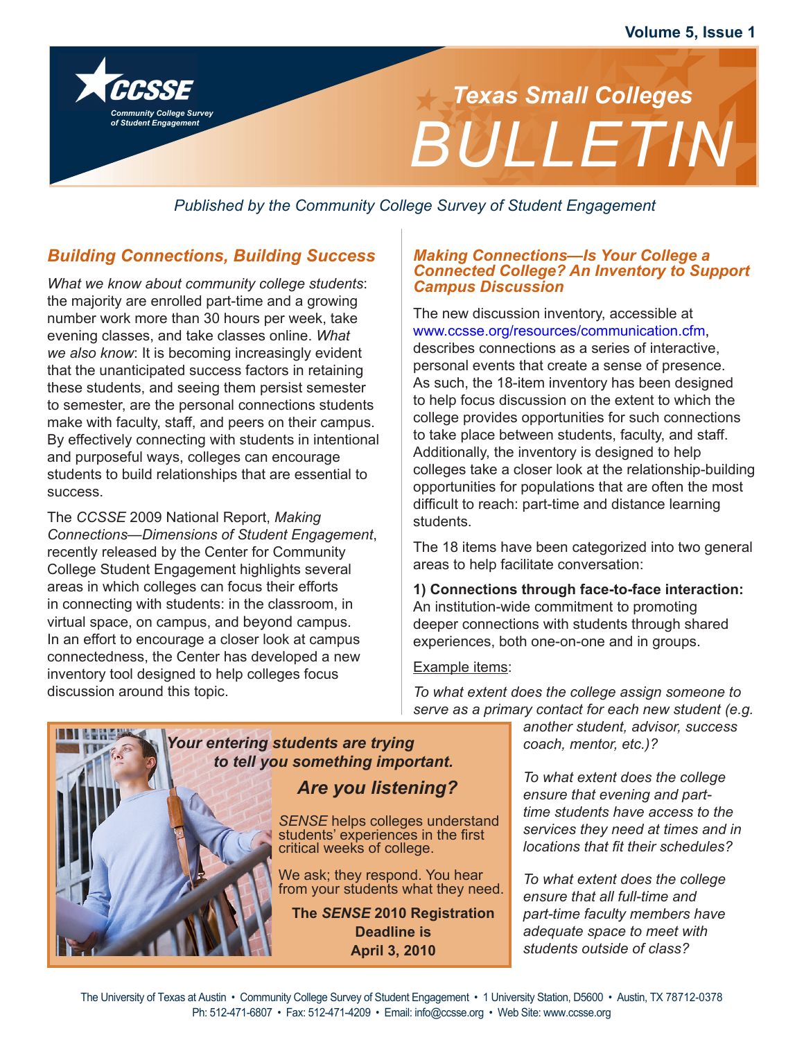# Texas Small Colleges BULLETIN

*Published by the Community College Survey of Student Engagement*

## Building Connections, Building Success

*What we know about community college students*: the majority are enrolled part-time and a growing number work more than 30 hours per week, take evening classes, and take classes online. *What we also know*: It is becoming increasingly evident that the unanticipated success factors in retaining these students, and seeing them persist semester to semester, are the personal connections students make with faculty, staff, and peers on their campus. By effectively connecting with students in intentional and purposeful ways, colleges can encourage students to build relationships that are essential to success.

The *CCSSE* 2009 National Report, *Making Connections—Dimensions of Student Engagement*, recently released by the Center for Community College Student Engagement highlights several areas in which colleges can focus their efforts in connecting with students: in the classroom, in virtual space, on campus, and beyond campus. In an effort to encourage a closer look at campus connectedness, the Center has developed a new inventory tool designed to help colleges focus discussion around this topic.

## Making Connections—Is Your College a Connected College? An Inventory to Support Campus Discussion

The new discussion inventory, accessible at www.ccsse.org/resources/communication.cfm, describes connections as a series of interactive, personal events that create a sense of presence. As such, the 18-item inventory has been designed to help focus discussion on the extent to which the college provides opportunities for such connections to take place between students, faculty, and staff. Additionally, the inventory is designed to help colleges take a closer look at the relationship-building opportunities for populations that are often the most difficult to reach: part-time and distance learning students.

The 18 items have been categorized into two general areas to help facilitate conversation:

**1) Connections through face-to-face interaction:** An institution-wide commitment to promoting deeper connections with students through shared experiences, both one-on-one and in groups.

Example items:

*To what extent does the college assign someone to serve as a primary contact for each new student (e.g. another student, advisor, success coach, mentor, etc.)?*

*To what extent does the college ensure that evening and part-time students have access to the services they need at times and in locations that fit their schedules?*

*To what extent does the college ensure that all full-time and part-time faculty members have adequate space to meet with students outside of class?*

---

***Your entering students are trying to tell you something important.***

***Are you listening?***

*SENSE* helps colleges understand students' experiences in the first critical weeks of college.

We ask; they respond. You hear from your students what they need.

**The *SENSE* 2010 Registration Deadline is April 3, 2010**

---

The University of Texas at Austin • Community College Survey of Student Engagement • 1 University Station, D5600 • Austin, TX 78712-0378
Ph: 512-471-6807 • Fax: 512-471-4209 • Email: info@ccsse.org • Web Site: www.ccsse.org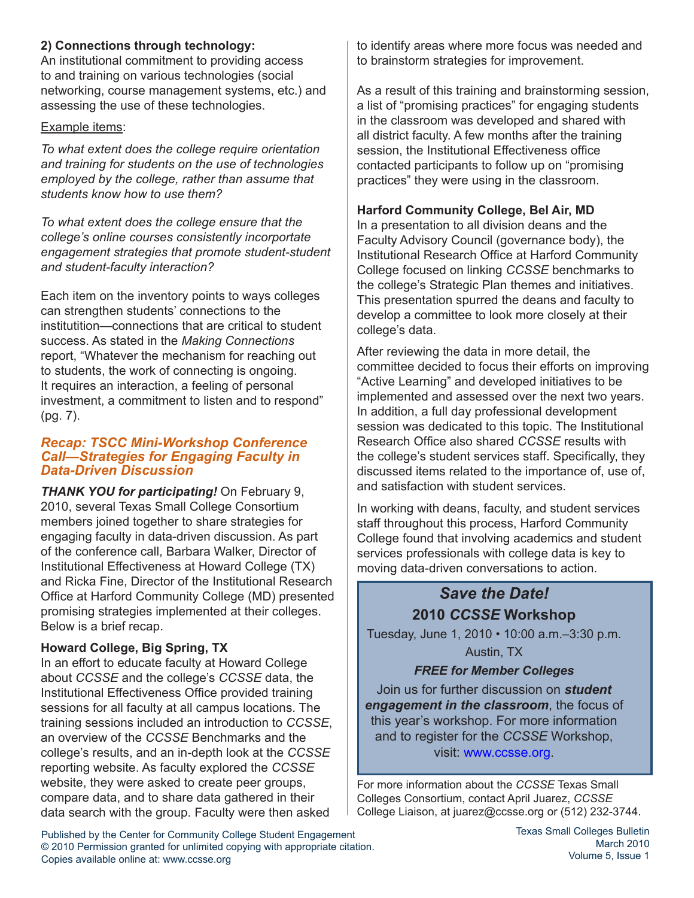**2) Connections through technology:**
An institutional commitment to providing access to and training on various technologies (social networking, course management systems, etc.) and assessing the use of these technologies.

Example items:

*To what extent does the college require orientation and training for students on the use of technologies employed by the college, rather than assume that students know how to use them?*

*To what extent does the college ensure that the college's online courses consistently incorportate engagement strategies that promote student-student and student-faculty interaction?*

Each item on the inventory points to ways colleges can strengthen students' connections to the institutition—connections that are critical to student success. As stated in the *Making Connections* report, "Whatever the mechanism for reaching out to students, the work of connecting is ongoing. It requires an interaction, a feeling of personal investment, a commitment to listen and to respond" (pg. 7).

## Recap: TSCC Mini-Workshop Conference Call—Strategies for Engaging Faculty in Data-Driven Discussion

***THANK YOU for participating!*** On February 9, 2010, several Texas Small College Consortium members joined together to share strategies for engaging faculty in data-driven discussion. As part of the conference call, Barbara Walker, Director of Institutional Effectiveness at Howard College (TX) and Ricka Fine, Director of the Institutional Research Office at Harford Community College (MD) presented promising strategies implemented at their colleges. Below is a brief recap.

**Howard College, Big Spring, TX**
In an effort to educate faculty at Howard College about *CCSSE* and the college's *CCSSE* data, the Institutional Effectiveness Office provided training sessions for all faculty at all campus locations. The training sessions included an introduction to *CCSSE*, an overview of the *CCSSE* Benchmarks and the college's results, and an in-depth look at the *CCSSE* reporting website. As faculty explored the *CCSSE* website, they were asked to create peer groups, compare data, and to share data gathered in their data search with the group. Faculty were then asked to identify areas where more focus was needed and to brainstorm strategies for improvement.

As a result of this training and brainstorming session, a list of "promising practices" for engaging students in the classroom was developed and shared with all district faculty. A few months after the training session, the Institutional Effectiveness office contacted participants to follow up on "promising practices" they were using in the classroom.

**Harford Community College, Bel Air, MD**
In a presentation to all division deans and the Faculty Advisory Council (governance body), the Institutional Research Office at Harford Community College focused on linking *CCSSE* benchmarks to the college's Strategic Plan themes and initiatives. This presentation spurred the deans and faculty to develop a committee to look more closely at their college's data.

After reviewing the data in more detail, the committee decided to focus their efforts on improving "Active Learning" and developed initiatives to be implemented and assessed over the next two years. In addition, a full day professional development session was dedicated to this topic. The Institutional Research Office also shared *CCSSE* results with the college's student services staff. Specifically, they discussed items related to the importance of, use of, and satisfaction with student services.

In working with deans, faculty, and student services staff throughout this process, Harford Community College found that involving academics and student services professionals with college data is key to moving data-driven conversations to action.

***Save the Date!***

**2010 *CCSSE* Workshop**

Tuesday, June 1, 2010 • 10:00 a.m.–3:30 p.m.

Austin, TX

***FREE for Member Colleges***

Join us for further discussion on ***student engagement in the classroom***, the focus of this year's workshop. For more information and to register for the *CCSSE* Workshop, visit: www.ccsse.org.

For more information about the *CCSSE* Texas Small Colleges Consortium, contact April Juarez, *CCSSE* College Liaison, at juarez@ccsse.org or (512) 232-3744.

Published by the Center for Community College Student Engagement
© 2010 Permission granted for unlimited copying with appropriate citation.
Copies available online at: www.ccsse.org